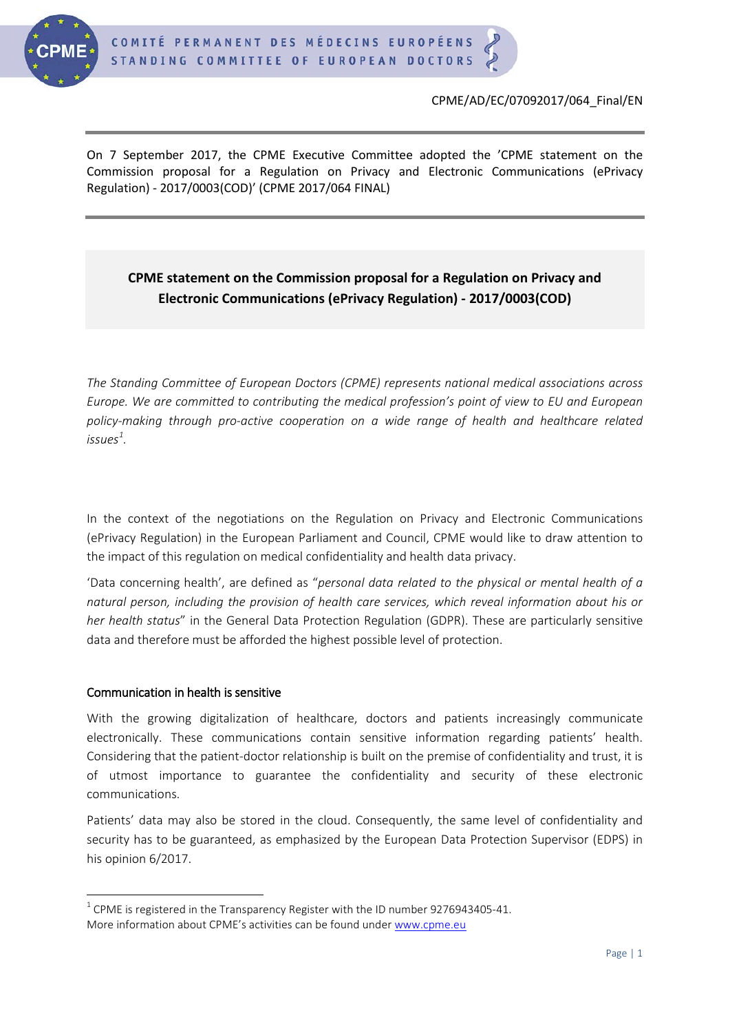CPME/AD/EC/07092017/064_Final/EN

On 7 September 2017, the CPME Executive Committee adopted the 'CPME statement on the Commission proposal for a Regulation on Privacy and Electronic Communications (ePrivacy Regulation) - 2017/0003(COD)' (CPME 2017/064 FINAL)

# CPME statement on the Commission proposal for a Regulation on Privacy and Electronic Communications (ePrivacy Regulation) - 2017/0003(COD)

*The Standing Committee of European Doctors (CPME) represents national medical associations across Europe. We are committed to contributing the medical profession's point of view to EU and European policy-making through pro-active cooperation on a wide range of health and healthcare related issues*[1].

In the context of the negotiations on the Regulation on Privacy and Electronic Communications (ePrivacy Regulation) in the European Parliament and Council, CPME would like to draw attention to the impact of this regulation on medical confidentiality and health data privacy.

'Data concerning health', are defined as "*personal data related to the physical or mental health of a natural person, including the provision of health care services, which reveal information about his or her health status*" in the General Data Protection Regulation (GDPR). These are particularly sensitive data and therefore must be afforded the highest possible level of protection.

## Communication in health is sensitive

With the growing digitalization of healthcare, doctors and patients increasingly communicate electronically. These communications contain sensitive information regarding patients' health. Considering that the patient-doctor relationship is built on the premise of confidentiality and trust, it is of utmost importance to guarantee the confidentiality and security of these electronic communications.

Patients' data may also be stored in the cloud. Consequently, the same level of confidentiality and security has to be guaranteed, as emphasized by the European Data Protection Supervisor (EDPS) in his opinion 6/2017.

[1] CPME is registered in the Transparency Register with the ID number 9276943405-41. More information about CPME's activities can be found under www.cpme.eu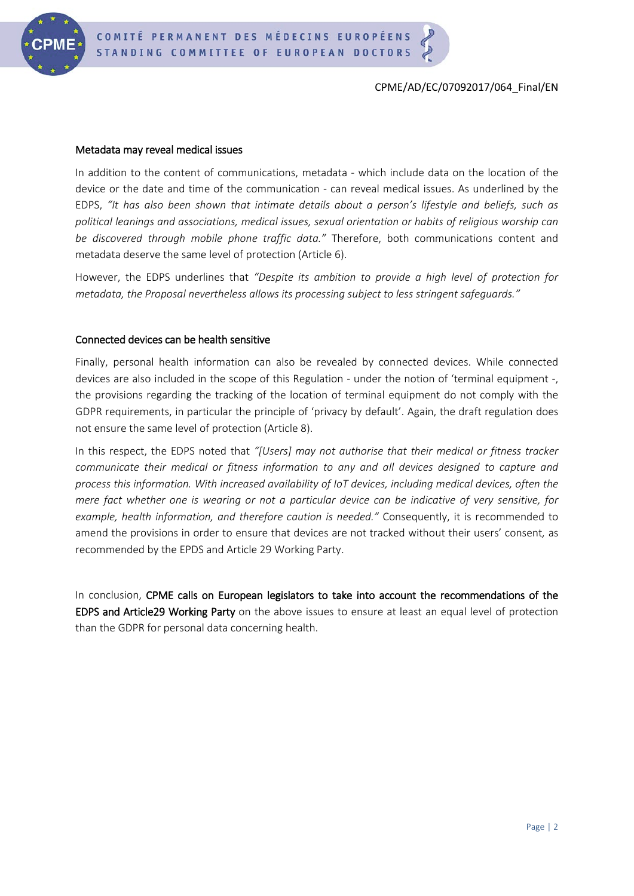#### Metadata may reveal medical issues

In addition to the content of communications, metadata - which include data on the location of the device or the date and time of the communication - can reveal medical issues. As underlined by the EDPS, *"It has also been shown that intimate details about a person's lifestyle and beliefs, such as political leanings and associations, medical issues, sexual orientation or habits of religious worship can be discovered through mobile phone traffic data."* Therefore, both communications content and metadata deserve the same level of protection (Article 6).

However, the EDPS underlines that *"Despite its ambition to provide a high level of protection for metadata, the Proposal nevertheless allows its processing subject to less stringent safeguards."*

#### Connected devices can be health sensitive

Finally, personal health information can also be revealed by connected devices. While connected devices are also included in the scope of this Regulation - under the notion of 'terminal equipment -, the provisions regarding the tracking of the location of terminal equipment do not comply with the GDPR requirements, in particular the principle of 'privacy by default'. Again, the draft regulation does not ensure the same level of protection (Article 8).

In this respect, the EDPS noted that *"[Users] may not authorise that their medical or fitness tracker communicate their medical or fitness information to any and all devices designed to capture and process this information. With increased availability of IoT devices, including medical devices, often the mere fact whether one is wearing or not a particular device can be indicative of very sensitive, for example, health information, and therefore caution is needed."* Consequently, it is recommended to amend the provisions in order to ensure that devices are not tracked without their users' consent, as recommended by the EPDS and Article 29 Working Party.

In conclusion, **CPME calls on European legislators to take into account the recommendations of the EDPS and Article29 Working Party** on the above issues to ensure at least an equal level of protection than the GDPR for personal data concerning health.